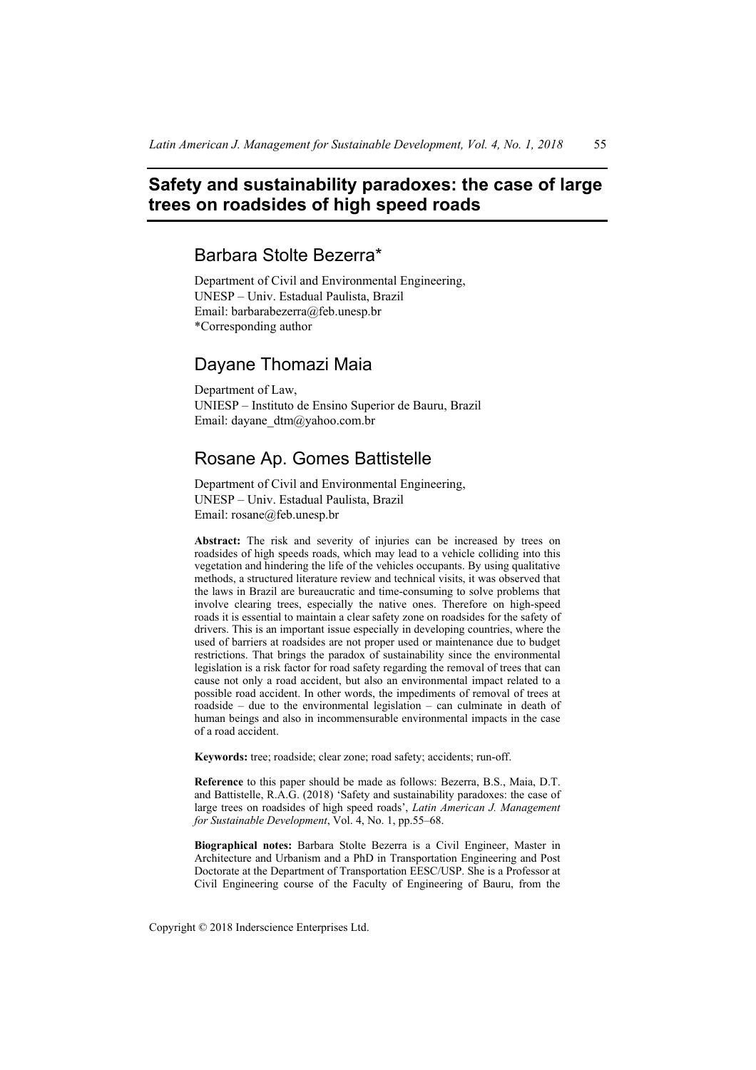# Safety and sustainability paradoxes: the case of large trees on roadsides of high speed roads

## Barbara Stolte Bezerra*

Department of Civil and Environmental Engineering,
UNESP – Univ. Estadual Paulista, Brazil
Email: barbarabezerra@feb.unesp.br
*Corresponding author

## Dayane Thomazi Maia

Department of Law,
UNIESP – Instituto de Ensino Superior de Bauru, Brazil
Email: dayane_dtm@yahoo.com.br

## Rosane Ap. Gomes Battistelle

Department of Civil and Environmental Engineering,
UNESP – Univ. Estadual Paulista, Brazil
Email: rosane@feb.unesp.br

**Abstract:** The risk and severity of injuries can be increased by trees on roadsides of high speeds roads, which may lead to a vehicle colliding into this vegetation and hindering the life of the vehicles occupants. By using qualitative methods, a structured literature review and technical visits, it was observed that the laws in Brazil are bureaucratic and time-consuming to solve problems that involve clearing trees, especially the native ones. Therefore on high-speed roads it is essential to maintain a clear safety zone on roadsides for the safety of drivers. This is an important issue especially in developing countries, where the used of barriers at roadsides are not proper used or maintenance due to budget restrictions. That brings the paradox of sustainability since the environmental legislation is a risk factor for road safety regarding the removal of trees that can cause not only a road accident, but also an environmental impact related to a possible road accident. In other words, the impediments of removal of trees at roadside – due to the environmental legislation – can culminate in death of human beings and also in incommensurable environmental impacts in the case of a road accident.

**Keywords:** tree; roadside; clear zone; road safety; accidents; run-off.

**Reference** to this paper should be made as follows: Bezerra, B.S., Maia, D.T. and Battistelle, R.A.G. (2018) 'Safety and sustainability paradoxes: the case of large trees on roadsides of high speed roads', *Latin American J. Management for Sustainable Development*, Vol. 4, No. 1, pp.55–68.

**Biographical notes:** Barbara Stolte Bezerra is a Civil Engineer, Master in Architecture and Urbanism and a PhD in Transportation Engineering and Post Doctorate at the Department of Transportation EESC/USP. She is a Professor at Civil Engineering course of the Faculty of Engineering of Bauru, from the

Copyright © 2018 Inderscience Enterprises Ltd.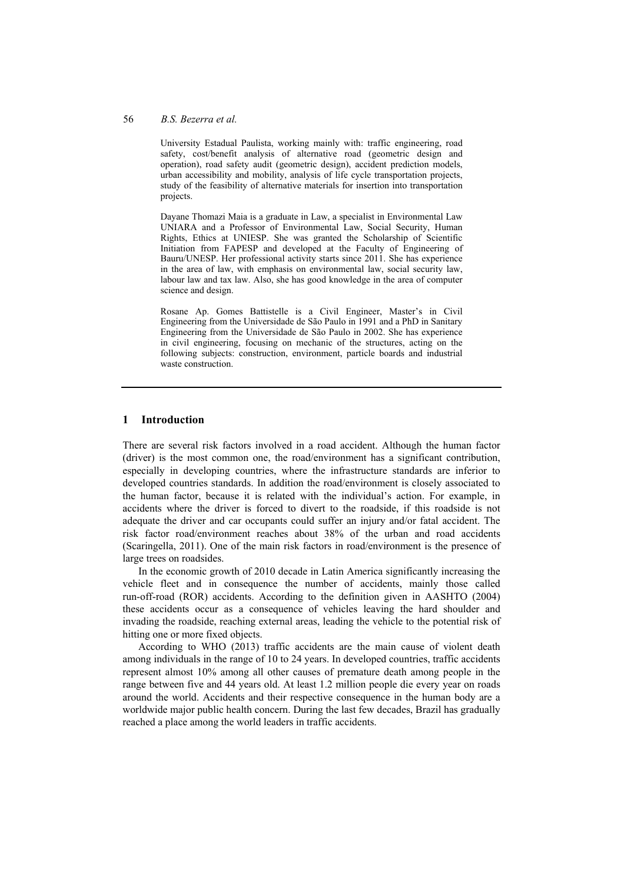University Estadual Paulista, working mainly with: traffic engineering, road safety, cost/benefit analysis of alternative road (geometric design and operation), road safety audit (geometric design), accident prediction models, urban accessibility and mobility, analysis of life cycle transportation projects, study of the feasibility of alternative materials for insertion into transportation projects.

Dayane Thomazi Maia is a graduate in Law, a specialist in Environmental Law UNIARA and a Professor of Environmental Law, Social Security, Human Rights, Ethics at UNIESP. She was granted the Scholarship of Scientific Initiation from FAPESP and developed at the Faculty of Engineering of Bauru/UNESP. Her professional activity starts since 2011. She has experience in the area of law, with emphasis on environmental law, social security law, labour law and tax law. Also, she has good knowledge in the area of computer science and design.

Rosane Ap. Gomes Battistelle is a Civil Engineer, Master's in Civil Engineering from the Universidade de São Paulo in 1991 and a PhD in Sanitary Engineering from the Universidade de São Paulo in 2002. She has experience in civil engineering, focusing on mechanic of the structures, acting on the following subjects: construction, environment, particle boards and industrial waste construction.

## 1 Introduction

There are several risk factors involved in a road accident. Although the human factor (driver) is the most common one, the road/environment has a significant contribution, especially in developing countries, where the infrastructure standards are inferior to developed countries standards. In addition the road/environment is closely associated to the human factor, because it is related with the individual's action. For example, in accidents where the driver is forced to divert to the roadside, if this roadside is not adequate the driver and car occupants could suffer an injury and/or fatal accident. The risk factor road/environment reaches about 38% of the urban and road accidents (Scaringella, 2011). One of the main risk factors in road/environment is the presence of large trees on roadsides.

In the economic growth of 2010 decade in Latin America significantly increasing the vehicle fleet and in consequence the number of accidents, mainly those called run-off-road (ROR) accidents. According to the definition given in AASHTO (2004) these accidents occur as a consequence of vehicles leaving the hard shoulder and invading the roadside, reaching external areas, leading the vehicle to the potential risk of hitting one or more fixed objects.

According to WHO (2013) traffic accidents are the main cause of violent death among individuals in the range of 10 to 24 years. In developed countries, traffic accidents represent almost 10% among all other causes of premature death among people in the range between five and 44 years old. At least 1.2 million people die every year on roads around the world. Accidents and their respective consequence in the human body are a worldwide major public health concern. During the last few decades, Brazil has gradually reached a place among the world leaders in traffic accidents.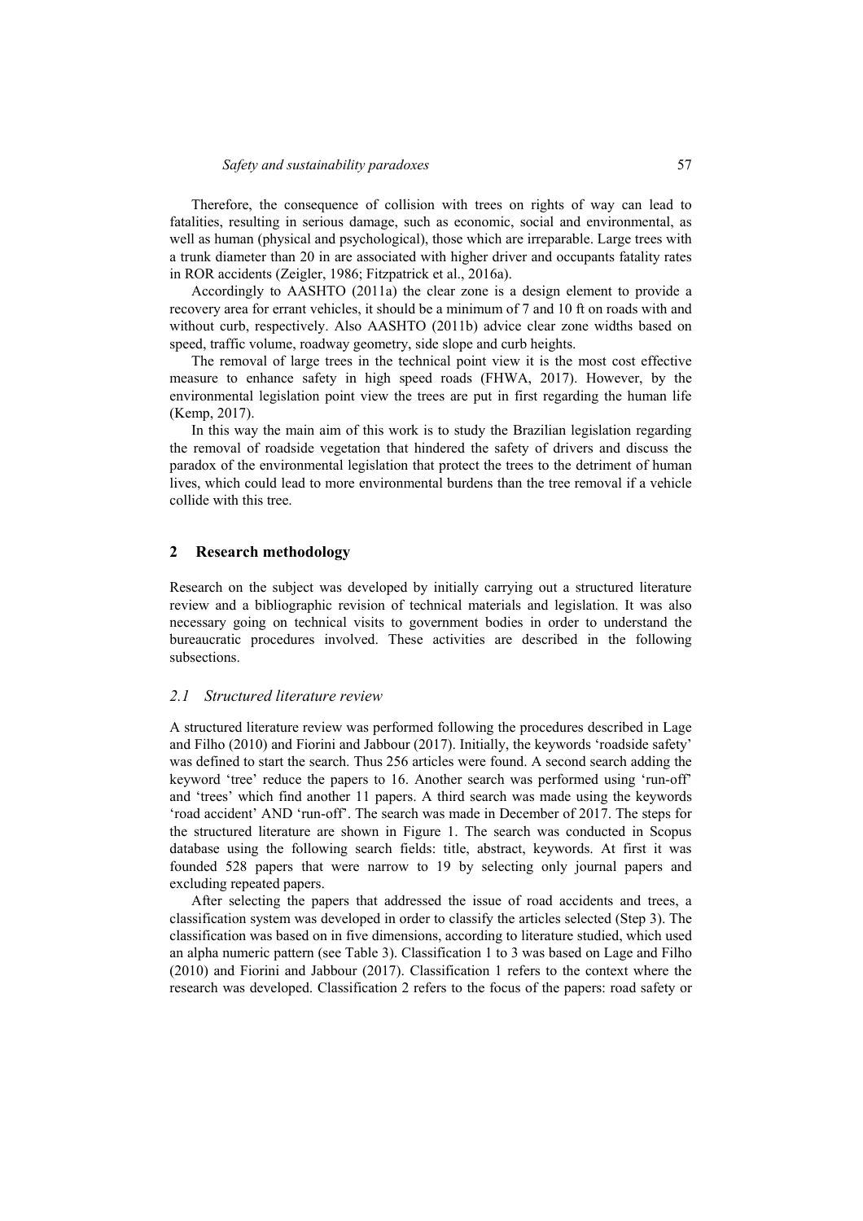Therefore, the consequence of collision with trees on rights of way can lead to fatalities, resulting in serious damage, such as economic, social and environmental, as well as human (physical and psychological), those which are irreparable. Large trees with a trunk diameter than 20 in are associated with higher driver and occupants fatality rates in ROR accidents (Zeigler, 1986; Fitzpatrick et al., 2016a).

Accordingly to AASHTO (2011a) the clear zone is a design element to provide a recovery area for errant vehicles, it should be a minimum of 7 and 10 ft on roads with and without curb, respectively. Also AASHTO (2011b) advice clear zone widths based on speed, traffic volume, roadway geometry, side slope and curb heights.

The removal of large trees in the technical point view it is the most cost effective measure to enhance safety in high speed roads (FHWA, 2017). However, by the environmental legislation point view the trees are put in first regarding the human life (Kemp, 2017).

In this way the main aim of this work is to study the Brazilian legislation regarding the removal of roadside vegetation that hindered the safety of drivers and discuss the paradox of the environmental legislation that protect the trees to the detriment of human lives, which could lead to more environmental burdens than the tree removal if a vehicle collide with this tree.

## 2 Research methodology

Research on the subject was developed by initially carrying out a structured literature review and a bibliographic revision of technical materials and legislation. It was also necessary going on technical visits to government bodies in order to understand the bureaucratic procedures involved. These activities are described in the following subsections.

### *2.1 Structured literature review*

A structured literature review was performed following the procedures described in Lage and Filho (2010) and Fiorini and Jabbour (2017). Initially, the keywords 'roadside safety' was defined to start the search. Thus 256 articles were found. A second search adding the keyword 'tree' reduce the papers to 16. Another search was performed using 'run-off' and 'trees' which find another 11 papers. A third search was made using the keywords 'road accident' AND 'run-off'. The search was made in December of 2017. The steps for the structured literature are shown in Figure 1. The search was conducted in Scopus database using the following search fields: title, abstract, keywords. At first it was founded 528 papers that were narrow to 19 by selecting only journal papers and excluding repeated papers.

After selecting the papers that addressed the issue of road accidents and trees, a classification system was developed in order to classify the articles selected (Step 3). The classification was based on in five dimensions, according to literature studied, which used an alpha numeric pattern (see Table 3). Classification 1 to 3 was based on Lage and Filho (2010) and Fiorini and Jabbour (2017). Classification 1 refers to the context where the research was developed. Classification 2 refers to the focus of the papers: road safety or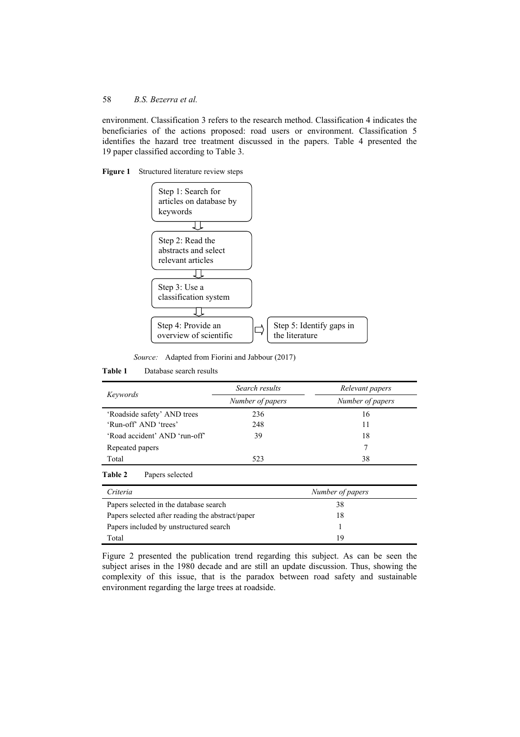environment. Classification 3 refers to the research method. Classification 4 indicates the beneficiaries of the actions proposed: road users or environment. Classification 5 identifies the hazard tree treatment discussed in the papers. Table 4 presented the 19 paper classified according to Table 3.

**Figure 1** Structured literature review steps

Step 1: Search for articles on database by keywords

Step 2: Read the abstracts and select relevant articles

Step 3: Use a classification system

Step 4: Provide an overview of scientific

Step 5: Identify gaps in the literature

*Source:* Adapted from Fiorini and Jabbour (2017)

**Table 1** Database search results

| *Keywords* | *Search results* | *Relevant papers* |
|---|---|---|
| | *Number of papers* | *Number of papers* |
| 'Roadside safety' AND trees | 236 | 16 |
| 'Run-off' AND 'trees' | 248 | 11 |
| 'Road accident' AND 'run-off' | 39 | 18 |
| Repeated papers | | 7 |
| Total | 523 | 38 |

**Table 2** Papers selected

| *Criteria* | *Number of papers* |
|---|---|
| Papers selected in the database search | 38 |
| Papers selected after reading the abstract/paper | 18 |
| Papers included by unstructured search | 1 |
| Total | 19 |

Figure 2 presented the publication trend regarding this subject. As can be seen the subject arises in the 1980 decade and are still an update discussion. Thus, showing the complexity of this issue, that is the paradox between road safety and sustainable environment regarding the large trees at roadside.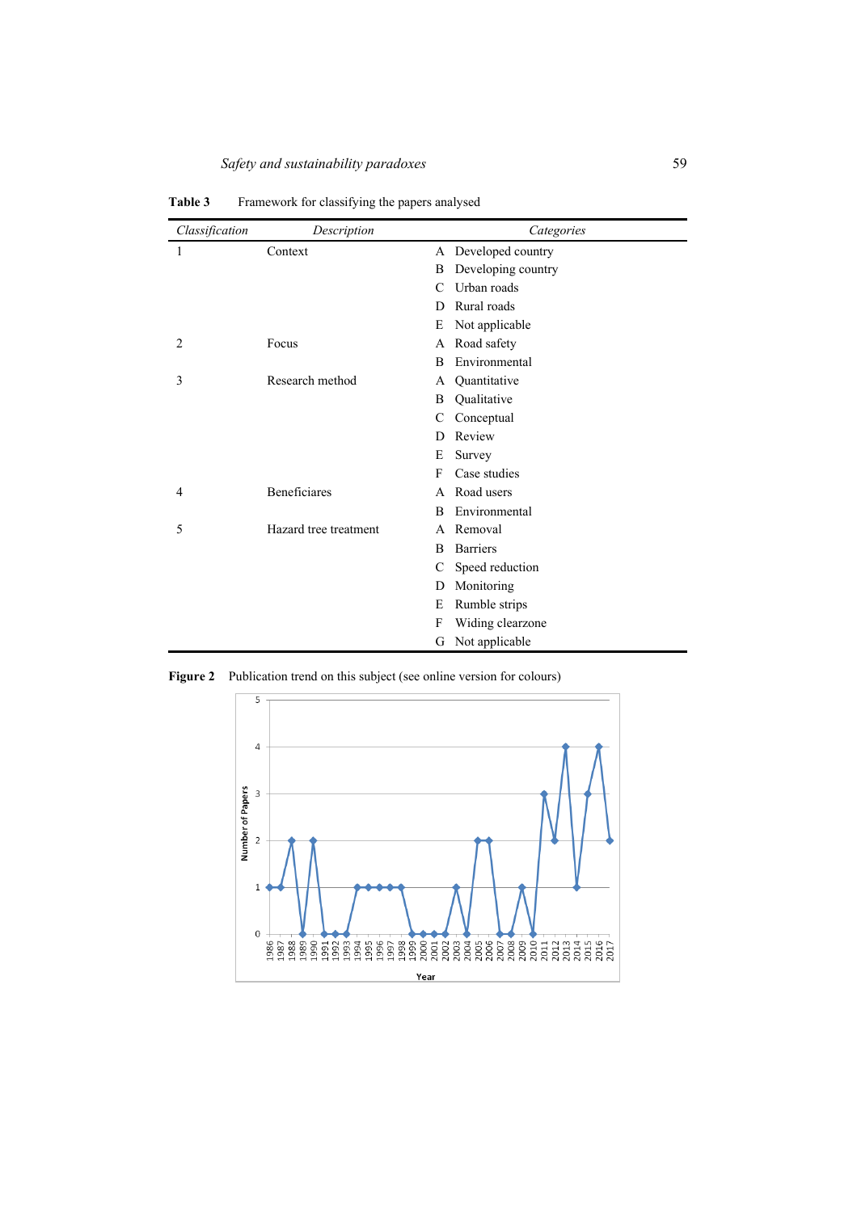**Table 3** Framework for classifying the papers analysed

| *Classification* | *Description* | *Categories* |
|---|---|---|
| 1 | Context | A Developed country |
| | | B Developing country |
| | | C Urban roads |
| | | D Rural roads |
| | | E Not applicable |
| 2 | Focus | A Road safety |
| | | B Environmental |
| 3 | Research method | A Quantitative |
| | | B Qualitative |
| | | C Conceptual |
| | | D Review |
| | | E Survey |
| | | F Case studies |
| 4 | Beneficiares | A Road users |
| | | B Environmental |
| 5 | Hazard tree treatment | A Removal |
| | | B Barriers |
| | | C Speed reduction |
| | | D Monitoring |
| | | E Rumble strips |
| | | F Widing clearzone |
| | | G Not applicable |

Number of Papers

5
4
3
2
1
0

1986 1987 1988 1989 1990 1991 1992 1993 1994 1995 1996 1997 1998 1999 2000 2001 2002 2003 2004 2005 2006 2007 2008 2009 2010 2011 2012 2013 2014 2015 2016 2017

Year

**Figure 2** Publication trend on this subject (see online version for colours)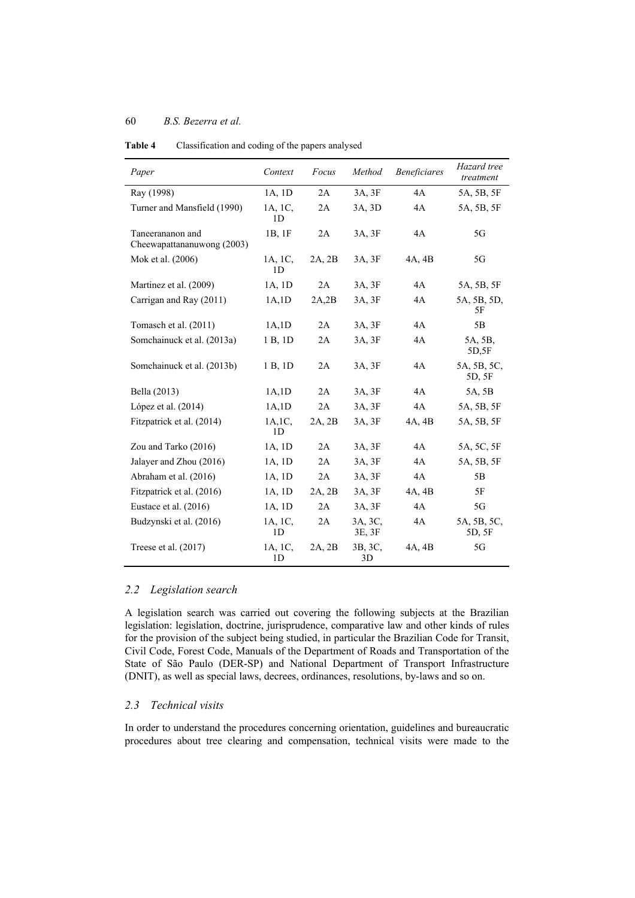**Table 4** Classification and coding of the papers analysed

| *Paper* | *Context* | *Focus* | *Method* | *Beneficiares* | *Hazard tree treatment* |
|---|---|---|---|---|---|
| Ray (1998) | 1A, 1D | 2A | 3A, 3F | 4A | 5A, 5B, 5F |
| Turner and Mansfield (1990) | 1A, 1C, 1D | 2A | 3A, 3D | 4A | 5A, 5B, 5F |
| Taneerananon and Cheewapattananuwong (2003) | 1B, 1F | 2A | 3A, 3F | 4A | 5G |
| Mok et al. (2006) | 1A, 1C, 1D | 2A, 2B | 3A, 3F | 4A, 4B | 5G |
| Martinez et al. (2009) | 1A, 1D | 2A | 3A, 3F | 4A | 5A, 5B, 5F |
| Carrigan and Ray (2011) | 1A,1D | 2A,2B | 3A, 3F | 4A | 5A, 5B, 5D, 5F |
| Tomasch et al. (2011) | 1A,1D | 2A | 3A, 3F | 4A | 5B |
| Somchainuck et al. (2013a) | 1 B, 1D | 2A | 3A, 3F | 4A | 5A, 5B, 5D,5F |
| Somchainuck et al. (2013b) | 1 B, 1D | 2A | 3A, 3F | 4A | 5A, 5B, 5C, 5D, 5F |
| Bella (2013) | 1A,1D | 2A | 3A, 3F | 4A | 5A, 5B |
| López et al. (2014) | 1A,1D | 2A | 3A, 3F | 4A | 5A, 5B, 5F |
| Fitzpatrick et al. (2014) | 1A,1C, 1D | 2A, 2B | 3A, 3F | 4A, 4B | 5A, 5B, 5F |
| Zou and Tarko (2016) | 1A, 1D | 2A | 3A, 3F | 4A | 5A, 5C, 5F |
| Jalayer and Zhou (2016) | 1A, 1D | 2A | 3A, 3F | 4A | 5A, 5B, 5F |
| Abraham et al. (2016) | 1A, 1D | 2A | 3A, 3F | 4A | 5B |
| Fitzpatrick et al. (2016) | 1A, 1D | 2A, 2B | 3A, 3F | 4A, 4B | 5F |
| Eustace et al. (2016) | 1A, 1D | 2A | 3A, 3F | 4A | 5G |
| Budzynski et al. (2016) | 1A, 1C, 1D | 2A | 3A, 3C, 3E, 3F | 4A | 5A, 5B, 5C, 5D, 5F |
| Treese et al. (2017) | 1A, 1C, 1D | 2A, 2B | 3B, 3C, 3D | 4A, 4B | 5G |

### *2.2 Legislation search*

A legislation search was carried out covering the following subjects at the Brazilian legislation: legislation, doctrine, jurisprudence, comparative law and other kinds of rules for the provision of the subject being studied, in particular the Brazilian Code for Transit, Civil Code, Forest Code, Manuals of the Department of Roads and Transportation of the State of São Paulo (DER-SP) and National Department of Transport Infrastructure (DNIT), as well as special laws, decrees, ordinances, resolutions, by-laws and so on.

### *2.3 Technical visits*

In order to understand the procedures concerning orientation, guidelines and bureaucratic procedures about tree clearing and compensation, technical visits were made to the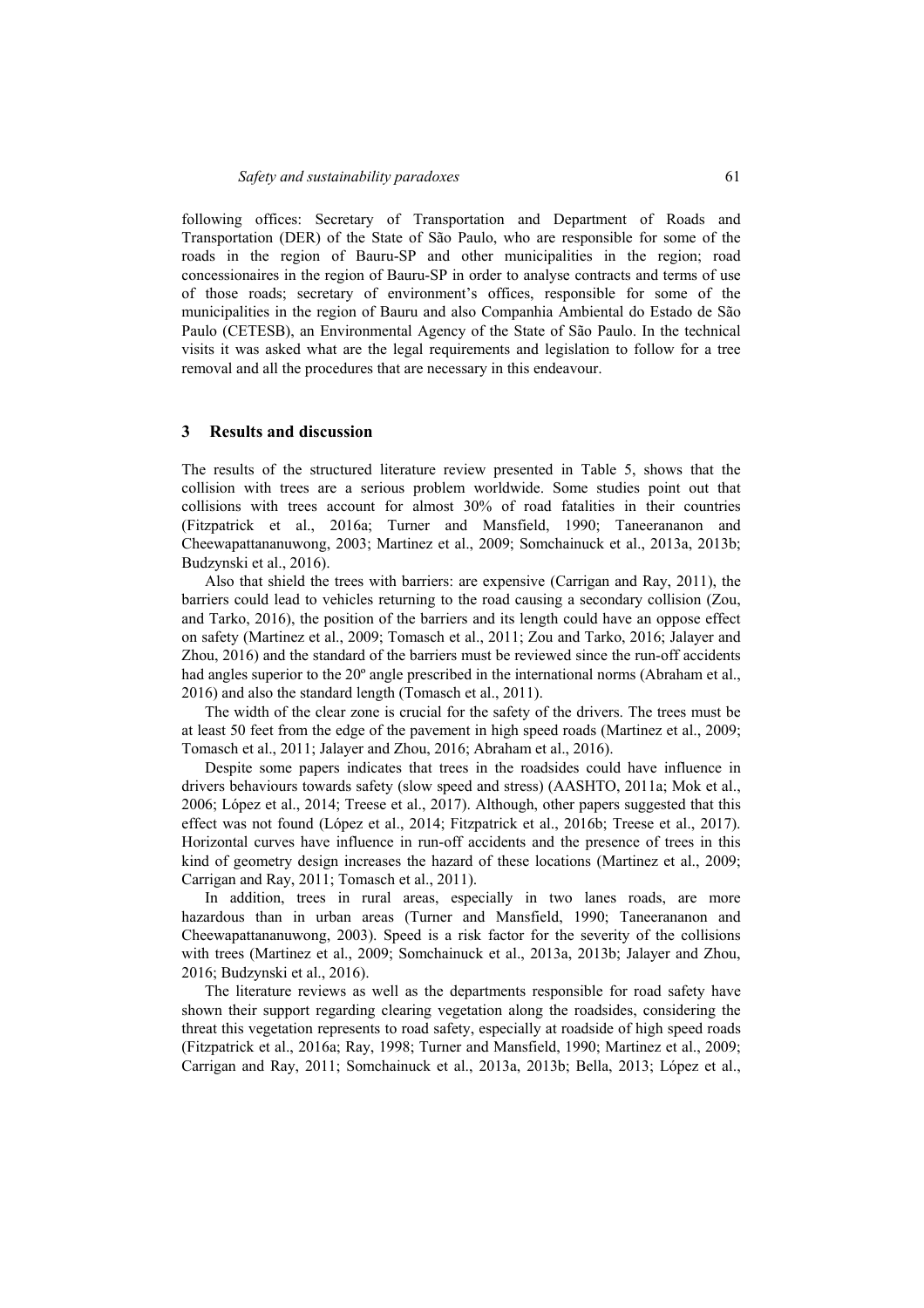following offices: Secretary of Transportation and Department of Roads and Transportation (DER) of the State of São Paulo, who are responsible for some of the roads in the region of Bauru-SP and other municipalities in the region; road concessionaires in the region of Bauru-SP in order to analyse contracts and terms of use of those roads; secretary of environment's offices, responsible for some of the municipalities in the region of Bauru and also Companhia Ambiental do Estado de São Paulo (CETESB), an Environmental Agency of the State of São Paulo. In the technical visits it was asked what are the legal requirements and legislation to follow for a tree removal and all the procedures that are necessary in this endeavour.

## 3 Results and discussion

The results of the structured literature review presented in Table 5, shows that the collision with trees are a serious problem worldwide. Some studies point out that collisions with trees account for almost 30% of road fatalities in their countries (Fitzpatrick et al., 2016a; Turner and Mansfield, 1990; Taneerananon and Cheewapattananuwong, 2003; Martinez et al., 2009; Somchainuck et al., 2013a, 2013b; Budzynski et al., 2016).

Also that shield the trees with barriers: are expensive (Carrigan and Ray, 2011), the barriers could lead to vehicles returning to the road causing a secondary collision (Zou, and Tarko, 2016), the position of the barriers and its length could have an oppose effect on safety (Martinez et al., 2009; Tomasch et al., 2011; Zou and Tarko, 2016; Jalayer and Zhou, 2016) and the standard of the barriers must be reviewed since the run-off accidents had angles superior to the 20º angle prescribed in the international norms (Abraham et al., 2016) and also the standard length (Tomasch et al., 2011).

The width of the clear zone is crucial for the safety of the drivers. The trees must be at least 50 feet from the edge of the pavement in high speed roads (Martinez et al., 2009; Tomasch et al., 2011; Jalayer and Zhou, 2016; Abraham et al., 2016).

Despite some papers indicates that trees in the roadsides could have influence in drivers behaviours towards safety (slow speed and stress) (AASHTO, 2011a; Mok et al., 2006; López et al., 2014; Treese et al., 2017). Although, other papers suggested that this effect was not found (López et al., 2014; Fitzpatrick et al., 2016b; Treese et al., 2017). Horizontal curves have influence in run-off accidents and the presence of trees in this kind of geometry design increases the hazard of these locations (Martinez et al., 2009; Carrigan and Ray, 2011; Tomasch et al., 2011).

In addition, trees in rural areas, especially in two lanes roads, are more hazardous than in urban areas (Turner and Mansfield, 1990; Taneerananon and Cheewapattananuwong, 2003). Speed is a risk factor for the severity of the collisions with trees (Martinez et al., 2009; Somchainuck et al., 2013a, 2013b; Jalayer and Zhou, 2016; Budzynski et al., 2016).

The literature reviews as well as the departments responsible for road safety have shown their support regarding clearing vegetation along the roadsides, considering the threat this vegetation represents to road safety, especially at roadside of high speed roads (Fitzpatrick et al., 2016a; Ray, 1998; Turner and Mansfield, 1990; Martinez et al., 2009; Carrigan and Ray, 2011; Somchainuck et al., 2013a, 2013b; Bella, 2013; López et al.,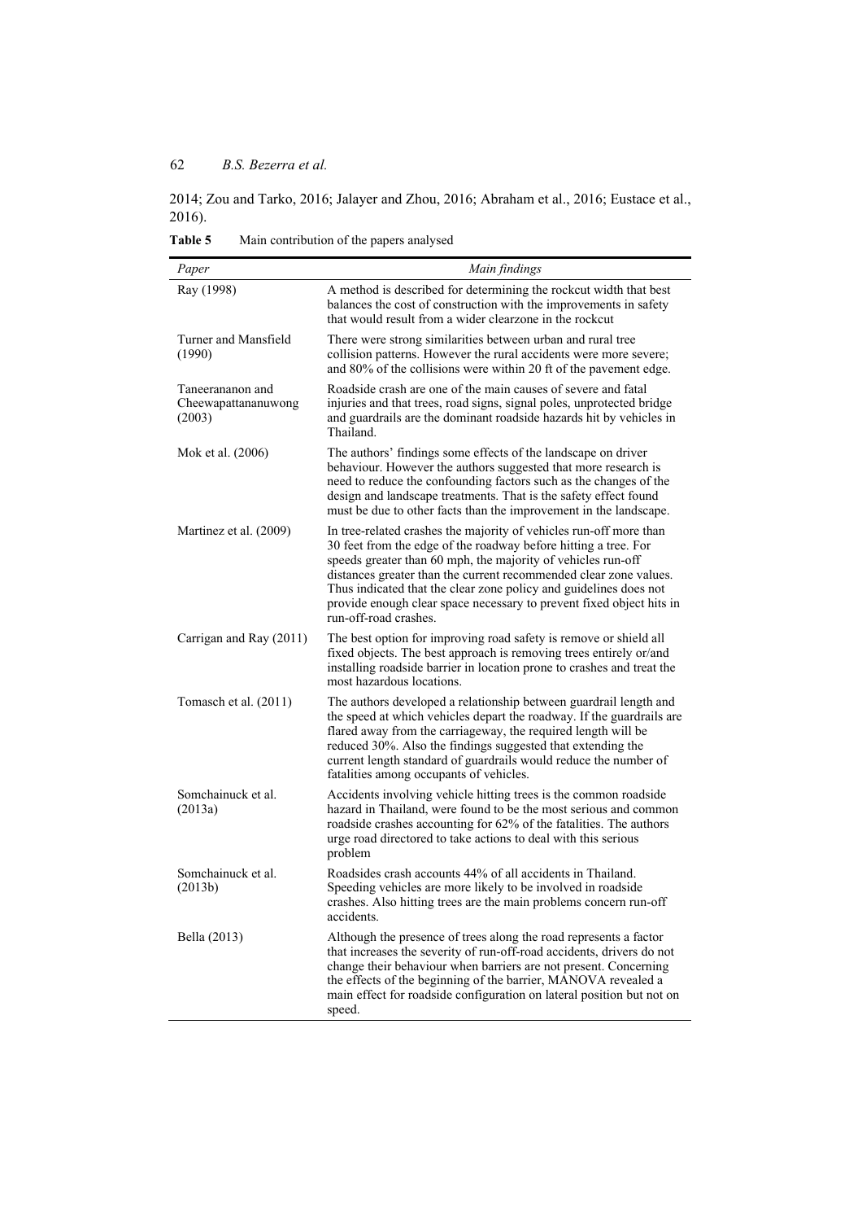2014; Zou and Tarko, 2016; Jalayer and Zhou, 2016; Abraham et al., 2016; Eustace et al., 2016).

**Table 5** Main contribution of the papers analysed

| *Paper* | *Main findings* |
|---|---|
| Ray (1998) | A method is described for determining the rockcut width that best balances the cost of construction with the improvements in safety that would result from a wider clearzone in the rockcut |
| Turner and Mansfield (1990) | There were strong similarities between urban and rural tree collision patterns. However the rural accidents were more severe; and 80% of the collisions were within 20 ft of the pavement edge. |
| Taneerananon and Cheewapattananuwong (2003) | Roadside crash are one of the main causes of severe and fatal injuries and that trees, road signs, signal poles, unprotected bridge and guardrails are the dominant roadside hazards hit by vehicles in Thailand. |
| Mok et al. (2006) | The authors' findings some effects of the landscape on driver behaviour. However the authors suggested that more research is need to reduce the confounding factors such as the changes of the design and landscape treatments. That is the safety effect found must be due to other facts than the improvement in the landscape. |
| Martinez et al. (2009) | In tree-related crashes the majority of vehicles run-off more than 30 feet from the edge of the roadway before hitting a tree. For speeds greater than 60 mph, the majority of vehicles run-off distances greater than the current recommended clear zone values. Thus indicated that the clear zone policy and guidelines does not provide enough clear space necessary to prevent fixed object hits in run-off-road crashes. |
| Carrigan and Ray (2011) | The best option for improving road safety is remove or shield all fixed objects. The best approach is removing trees entirely or/and installing roadside barrier in location prone to crashes and treat the most hazardous locations. |
| Tomasch et al. (2011) | The authors developed a relationship between guardrail length and the speed at which vehicles depart the roadway. If the guardrails are flared away from the carriageway, the required length will be reduced 30%. Also the findings suggested that extending the current length standard of guardrails would reduce the number of fatalities among occupants of vehicles. |
| Somchainuck et al. (2013a) | Accidents involving vehicle hitting trees is the common roadside hazard in Thailand, were found to be the most serious and common roadside crashes accounting for 62% of the fatalities. The authors urge road directored to take actions to deal with this serious problem |
| Somchainuck et al. (2013b) | Roadsides crash accounts 44% of all accidents in Thailand. Speeding vehicles are more likely to be involved in roadside crashes. Also hitting trees are the main problems concern run-off accidents. |
| Bella (2013) | Although the presence of trees along the road represents a factor that increases the severity of run-off-road accidents, drivers do not change their behaviour when barriers are not present. Concerning the effects of the beginning of the barrier, MANOVA revealed a main effect for roadside configuration on lateral position but not on speed. |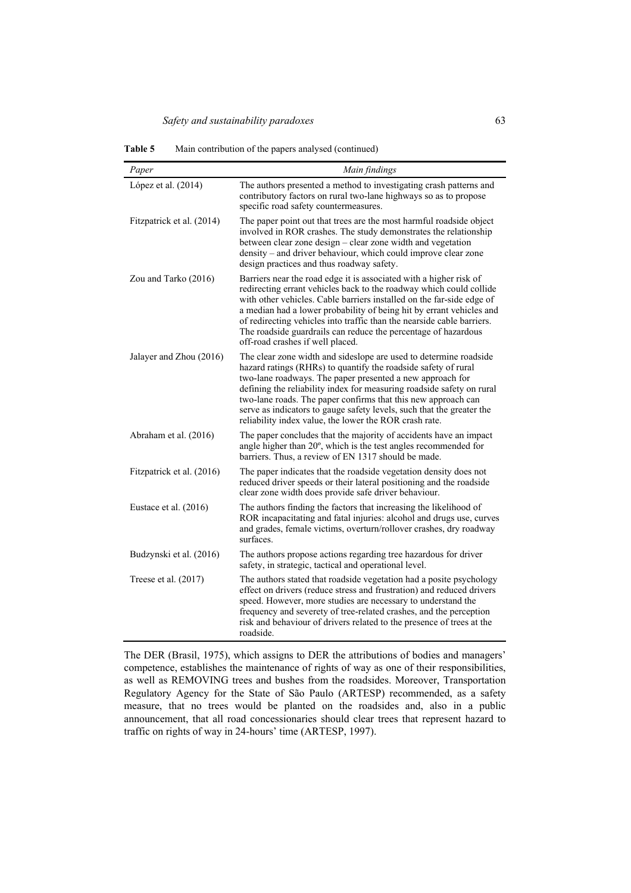**Table 5** Main contribution of the papers analysed (continued)

| *Paper* | *Main findings* |
|---|---|
| López et al. (2014) | The authors presented a method to investigating crash patterns and contributory factors on rural two-lane highways so as to propose specific road safety countermeasures. |
| Fitzpatrick et al. (2014) | The paper point out that trees are the most harmful roadside object involved in ROR crashes. The study demonstrates the relationship between clear zone design – clear zone width and vegetation density – and driver behaviour, which could improve clear zone design practices and thus roadway safety. |
| Zou and Tarko (2016) | Barriers near the road edge it is associated with a higher risk of redirecting errant vehicles back to the roadway which could collide with other vehicles. Cable barriers installed on the far-side edge of a median had a lower probability of being hit by errant vehicles and of redirecting vehicles into traffic than the nearside cable barriers. The roadside guardrails can reduce the percentage of hazardous off-road crashes if well placed. |
| Jalayer and Zhou (2016) | The clear zone width and sideslope are used to determine roadside hazard ratings (RHRs) to quantify the roadside safety of rural two-lane roadways. The paper presented a new approach for defining the reliability index for measuring roadside safety on rural two-lane roads. The paper confirms that this new approach can serve as indicators to gauge safety levels, such that the greater the reliability index value, the lower the ROR crash rate. |
| Abraham et al. (2016) | The paper concludes that the majority of accidents have an impact angle higher than 20º, which is the test angles recommended for barriers. Thus, a review of EN 1317 should be made. |
| Fitzpatrick et al. (2016) | The paper indicates that the roadside vegetation density does not reduced driver speeds or their lateral positioning and the roadside clear zone width does provide safe driver behaviour. |
| Eustace et al. (2016) | The authors finding the factors that increasing the likelihood of ROR incapacitating and fatal injuries: alcohol and drugs use, curves and grades, female victims, overturn/rollover crashes, dry roadway surfaces. |
| Budzynski et al. (2016) | The authors propose actions regarding tree hazardous for driver safety, in strategic, tactical and operational level. |
| Treese et al. (2017) | The authors stated that roadside vegetation had a posite psychology effect on drivers (reduce stress and frustration) and reduced drivers speed. However, more studies are necessary to understand the frequency and severety of tree-related crashes, and the perception risk and behaviour of drivers related to the presence of trees at the roadside. |

The DER (Brasil, 1975), which assigns to DER the attributions of bodies and managers' competence, establishes the maintenance of rights of way as one of their responsibilities, as well as REMOVING trees and bushes from the roadsides. Moreover, Transportation Regulatory Agency for the State of São Paulo (ARTESP) recommended, as a safety measure, that no trees would be planted on the roadsides and, also in a public announcement, that all road concessionaries should clear trees that represent hazard to traffic on rights of way in 24-hours' time (ARTESP, 1997).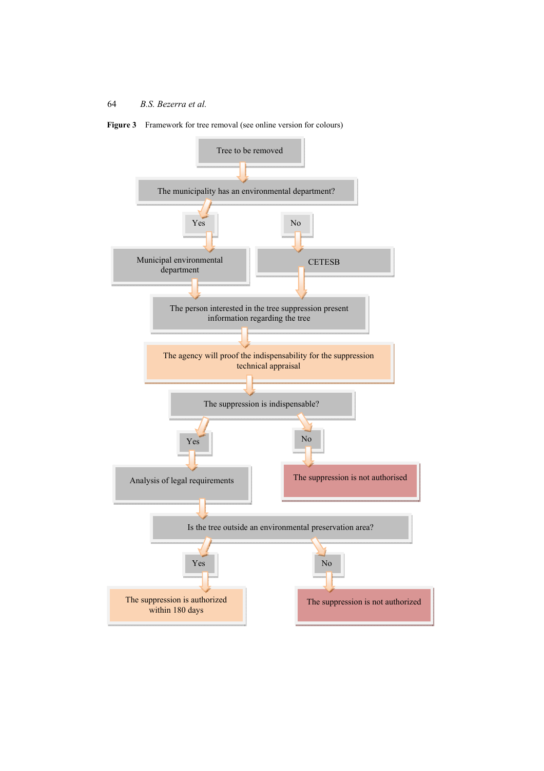**Figure 3** Framework for tree removal (see online version for colours)

Tree to be removed

The municipality has an environmental department?

Yes

No

Municipal environmental department

CETESB

The person interested in the tree suppression present information regarding the tree

The agency will proof the indispensability for the suppression technical appraisal

The suppression is indispensable?

Yes

No

Analysis of legal requirements

The suppression is not authorised

Is the tree outside an environmental preservation area?

Yes

No

The suppression is authorized within 180 days

The suppression is not authorized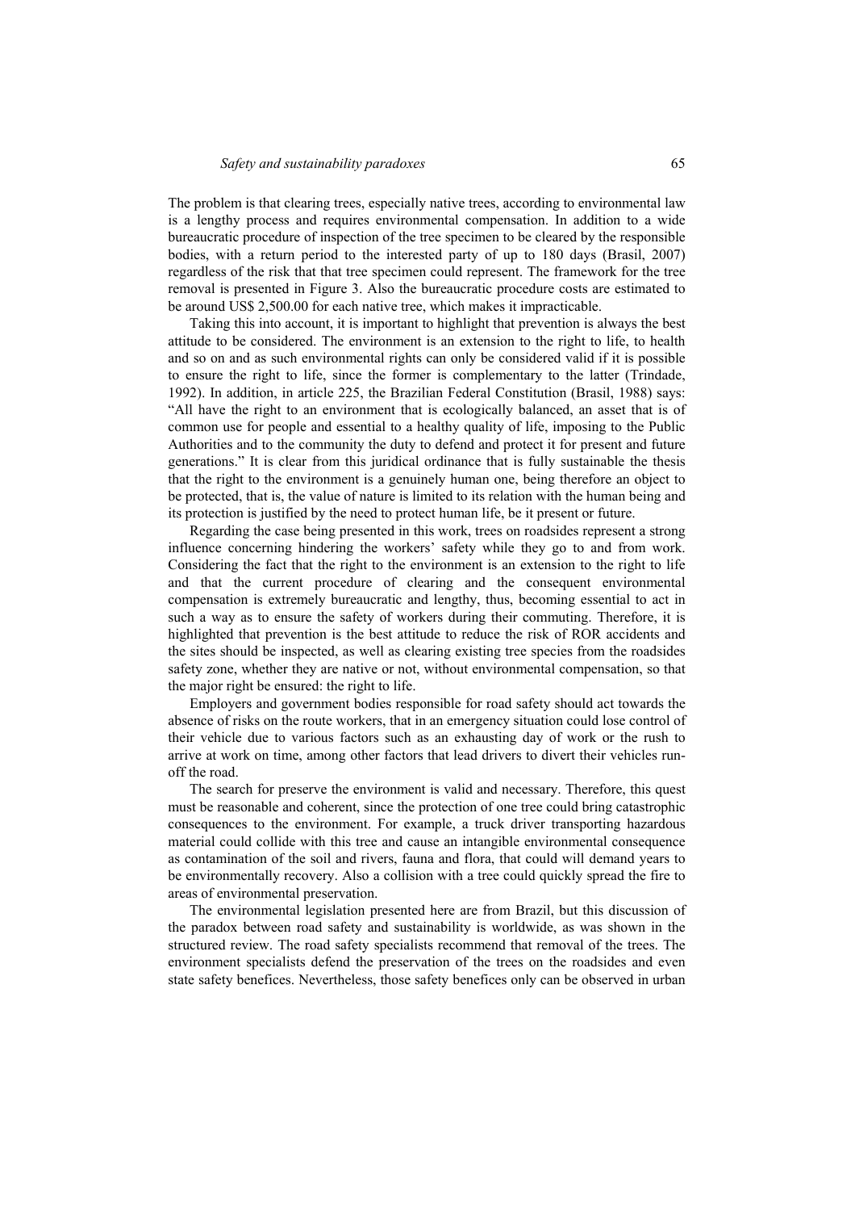The problem is that clearing trees, especially native trees, according to environmental law is a lengthy process and requires environmental compensation. In addition to a wide bureaucratic procedure of inspection of the tree specimen to be cleared by the responsible bodies, with a return period to the interested party of up to 180 days (Brasil, 2007) regardless of the risk that that tree specimen could represent. The framework for the tree removal is presented in Figure 3. Also the bureaucratic procedure costs are estimated to be around US$ 2,500.00 for each native tree, which makes it impracticable.

Taking this into account, it is important to highlight that prevention is always the best attitude to be considered. The environment is an extension to the right to life, to health and so on and as such environmental rights can only be considered valid if it is possible to ensure the right to life, since the former is complementary to the latter (Trindade, 1992). In addition, in article 225, the Brazilian Federal Constitution (Brasil, 1988) says: "All have the right to an environment that is ecologically balanced, an asset that is of common use for people and essential to a healthy quality of life, imposing to the Public Authorities and to the community the duty to defend and protect it for present and future generations." It is clear from this juridical ordinance that is fully sustainable the thesis that the right to an environment is a genuinely human one, being therefore an object to be protected, that is, the value of nature is limited to its relation with the human being and its protection is justified by the need to protect human life, be it present or future.

Regarding the case being presented in this work, trees on roadsides represent a strong influence concerning hindering the workers' safety while they go to and from work. Considering the fact that the right to the environment is an extension to the right to life and that the current procedure of clearing and the consequent environmental compensation is extremely bureaucratic and lengthy, thus, becoming essential to act in such a way as to ensure the safety of workers during their commuting. Therefore, it is highlighted that prevention is the best attitude to reduce the risk of ROR accidents and the sites should be inspected, as well as clearing existing tree species from the roadsides safety zone, whether they are native or not, without environmental compensation, so that the major right be ensured: the right to life.

Employers and government bodies responsible for road safety should act towards the absence of risks on the route workers, that in an emergency situation could lose control of their vehicle due to various factors such as an exhausting day of work or the rush to arrive at work on time, among other factors that lead drivers to divert their vehicles run-off the road.

The search for preserve the environment is valid and necessary. Therefore, this quest must be reasonable and coherent, since the protection of one tree could bring catastrophic consequences to the environment. For example, a truck driver transporting hazardous material could collide with this tree and cause an intangible environmental consequence as contamination of the soil and rivers, fauna and flora, that could will demand years to be environmentally recovery. Also a collision with a tree could quickly spread the fire to areas of environmental preservation.

The environmental legislation presented here are from Brazil, but this discussion of the paradox between road safety and sustainability is worldwide, as was shown in the structured review. The road safety specialists recommend that removal of the trees. The environment specialists defend the preservation of the trees on the roadsides and even state safety benefices. Nevertheless, those safety benefices only can be observed in urban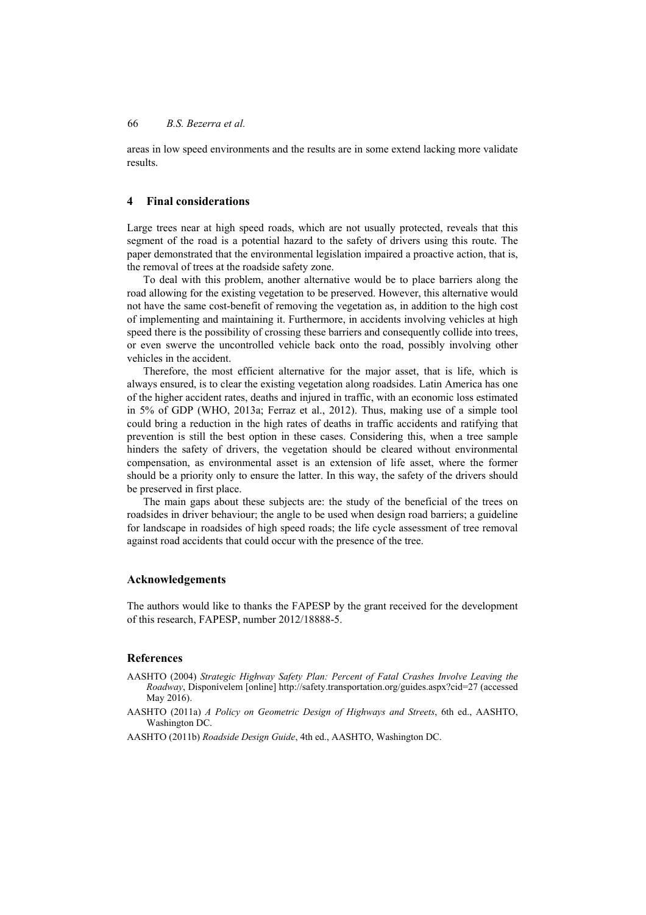areas in low speed environments and the results are in some extend lacking more validate results.

## 4 Final considerations

Large trees near at high speed roads, which are not usually protected, reveals that this segment of the road is a potential hazard to the safety of drivers using this route. The paper demonstrated that the environmental legislation impaired a proactive action, that is, the removal of trees at the roadside safety zone.

To deal with this problem, another alternative would be to place barriers along the road allowing for the existing vegetation to be preserved. However, this alternative would not have the same cost-benefit of removing the vegetation as, in addition to the high cost of implementing and maintaining it. Furthermore, in accidents involving vehicles at high speed there is the possibility of crossing these barriers and consequently collide into trees, or even swerve the uncontrolled vehicle back onto the road, possibly involving other vehicles in the accident.

Therefore, the most efficient alternative for the major asset, that is life, which is always ensured, is to clear the existing vegetation along roadsides. Latin America has one of the higher accident rates, deaths and injured in traffic, with an economic loss estimated in 5% of GDP (WHO, 2013a; Ferraz et al., 2012). Thus, making use of a simple tool could bring a reduction in the high rates of deaths in traffic accidents and ratifying that prevention is still the best option in these cases. Considering this, when a tree sample hinders the safety of drivers, the vegetation should be cleared without environmental compensation, as environmental asset is an extension of life asset, where the former should be a priority only to ensure the latter. In this way, the safety of the drivers should be preserved in first place.

The main gaps about these subjects are: the study of the beneficial of the trees on roadsides in driver behaviour; the angle to be used when design road barriers; a guideline for landscape in roadsides of high speed roads; the life cycle assessment of tree removal against road accidents that could occur with the presence of the tree.

## Acknowledgements

The authors would like to thanks the FAPESP by the grant received for the development of this research, FAPESP, number 2012/18888-5.

## References

AASHTO (2004) *Strategic Highway Safety Plan: Percent of Fatal Crashes Involve Leaving the Roadway*, Disponívelem [online] http://safety.transportation.org/guides.aspx?cid=27 (accessed May 2016).

AASHTO (2011a) *A Policy on Geometric Design of Highways and Streets*, 6th ed., AASHTO, Washington DC.

AASHTO (2011b) *Roadside Design Guide*, 4th ed., AASHTO, Washington DC.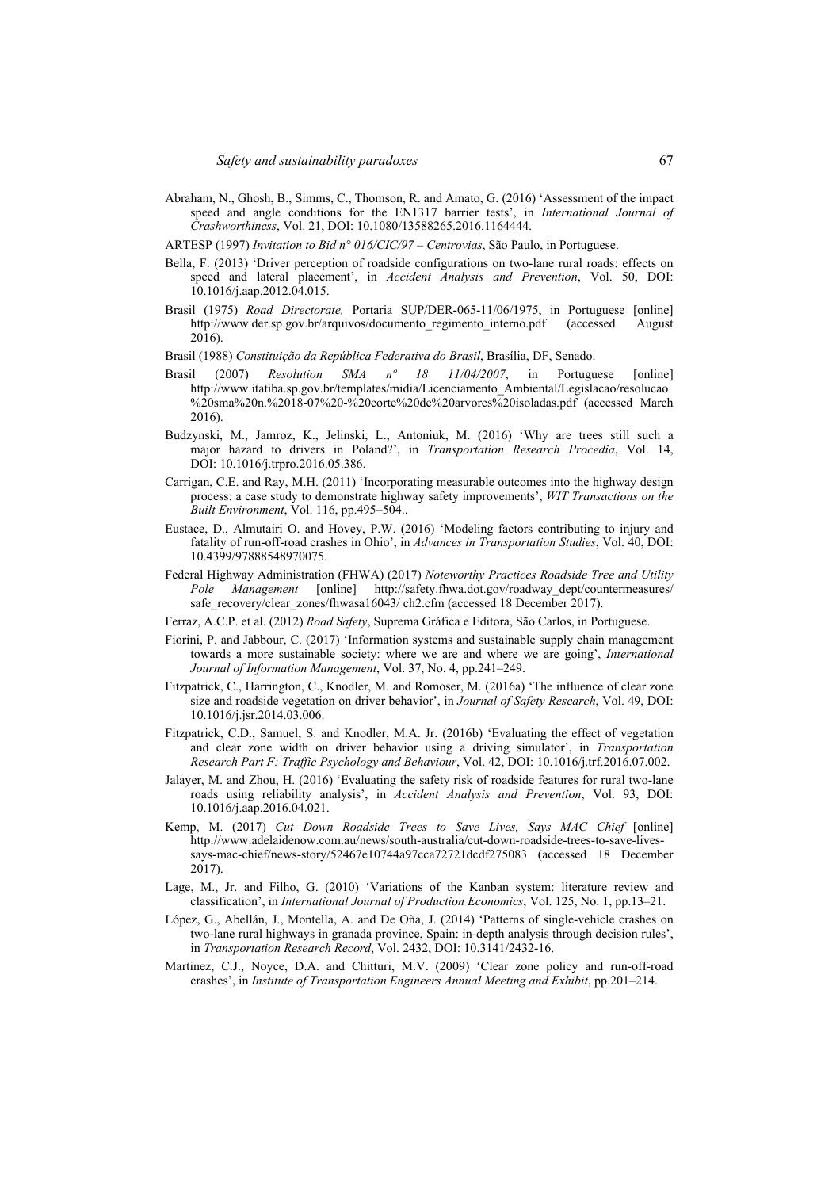Abraham, N., Ghosh, B., Simms, C., Thomson, R. and Amato, G. (2016) 'Assessment of the impact speed and angle conditions for the EN1317 barrier tests', in *International Journal of Crashworthiness*, Vol. 21, DOI: 10.1080/13588265.2016.1164444.

ARTESP (1997) *Invitation to Bid n° 016/CIC/97 – Centrovias*, São Paulo, in Portuguese.

Bella, F. (2013) 'Driver perception of roadside configurations on two-lane rural roads: effects on speed and lateral placement', in *Accident Analysis and Prevention*, Vol. 50, DOI: 10.1016/j.aap.2012.04.015.

Brasil (1975) *Road Directorate,* Portaria SUP/DER-065-11/06/1975, in Portuguese [online] http://www.der.sp.gov.br/arquivos/documento_regimento_interno.pdf (accessed August 2016).

Brasil (1988) *Constituição da República Federativa do Brasil*, Brasília, DF, Senado.

Brasil (2007) *Resolution SMA nº 18 11/04/2007*, in Portuguese [online] http://www.itatiba.sp.gov.br/templates/midia/Licenciamento_Ambiental/Legislacao/resolucao%20sma%20n.%2018-07%20-%20corte%20de%20arvores%20isoladas.pdf (accessed March 2016).

Budzynski, M., Jamroz, K., Jelinski, L., Antoniuk, M. (2016) 'Why are trees still such a major hazard to drivers in Poland?', in *Transportation Research Procedia*, Vol. 14, DOI: 10.1016/j.trpro.2016.05.386.

Carrigan, C.E. and Ray, M.H. (2011) 'Incorporating measurable outcomes into the highway design process: a case study to demonstrate highway safety improvements', *WIT Transactions on the Built Environment*, Vol. 116, pp.495–504..

Eustace, D., Almutairi O. and Hovey, P.W. (2016) 'Modeling factors contributing to injury and fatality of run-off-road crashes in Ohio', in *Advances in Transportation Studies*, Vol. 40, DOI: 10.4399/97888548970075.

Federal Highway Administration (FHWA) (2017) *Noteworthy Practices Roadside Tree and Utility Pole Management* [online] http://safety.fhwa.dot.gov/roadway_dept/countermeasures/safe_recovery/clear_zones/fhwasa16043/ ch2.cfm (accessed 18 December 2017).

Ferraz, A.C.P. et al. (2012) *Road Safety*, Suprema Gráfica e Editora, São Carlos, in Portuguese.

Fiorini, P. and Jabbour, C. (2017) 'Information systems and sustainable supply chain management towards a more sustainable society: where we are and where we are going', *International Journal of Information Management*, Vol. 37, No. 4, pp.241–249.

Fitzpatrick, C., Harrington, C., Knodler, M. and Romoser, M. (2016a) 'The influence of clear zone size and roadside vegetation on driver behavior', in *Journal of Safety Research*, Vol. 49, DOI: 10.1016/j.jsr.2014.03.006.

Fitzpatrick, C.D., Samuel, S. and Knodler, M.A. Jr. (2016b) 'Evaluating the effect of vegetation and clear zone width on driver behavior using a driving simulator', in *Transportation Research Part F: Traffic Psychology and Behaviour*, Vol. 42, DOI: 10.1016/j.trf.2016.07.002.

Jalayer, M. and Zhou, H. (2016) 'Evaluating the safety risk of roadside features for rural two-lane roads using reliability analysis', in *Accident Analysis and Prevention*, Vol. 93, DOI: 10.1016/j.aap.2016.04.021.

Kemp, M. (2017) *Cut Down Roadside Trees to Save Lives, Says MAC Chief* [online] http://www.adelaidenow.com.au/news/south-australia/cut-down-roadside-trees-to-save-lives-says-mac-chief/news-story/52467e10744a97cca72721dcdf275083 (accessed 18 December 2017).

Lage, M., Jr. and Filho, G. (2010) 'Variations of the Kanban system: literature review and classification', in *International Journal of Production Economics*, Vol. 125, No. 1, pp.13–21.

López, G., Abellán, J., Montella, A. and De Oña, J. (2014) 'Patterns of single-vehicle crashes on two-lane rural highways in granada province, Spain: in-depth analysis through decision rules', in *Transportation Research Record*, Vol. 2432, DOI: 10.3141/2432-16.

Martinez, C.J., Noyce, D.A. and Chitturi, M.V. (2009) 'Clear zone policy and run-off-road crashes', in *Institute of Transportation Engineers Annual Meeting and Exhibit*, pp.201–214.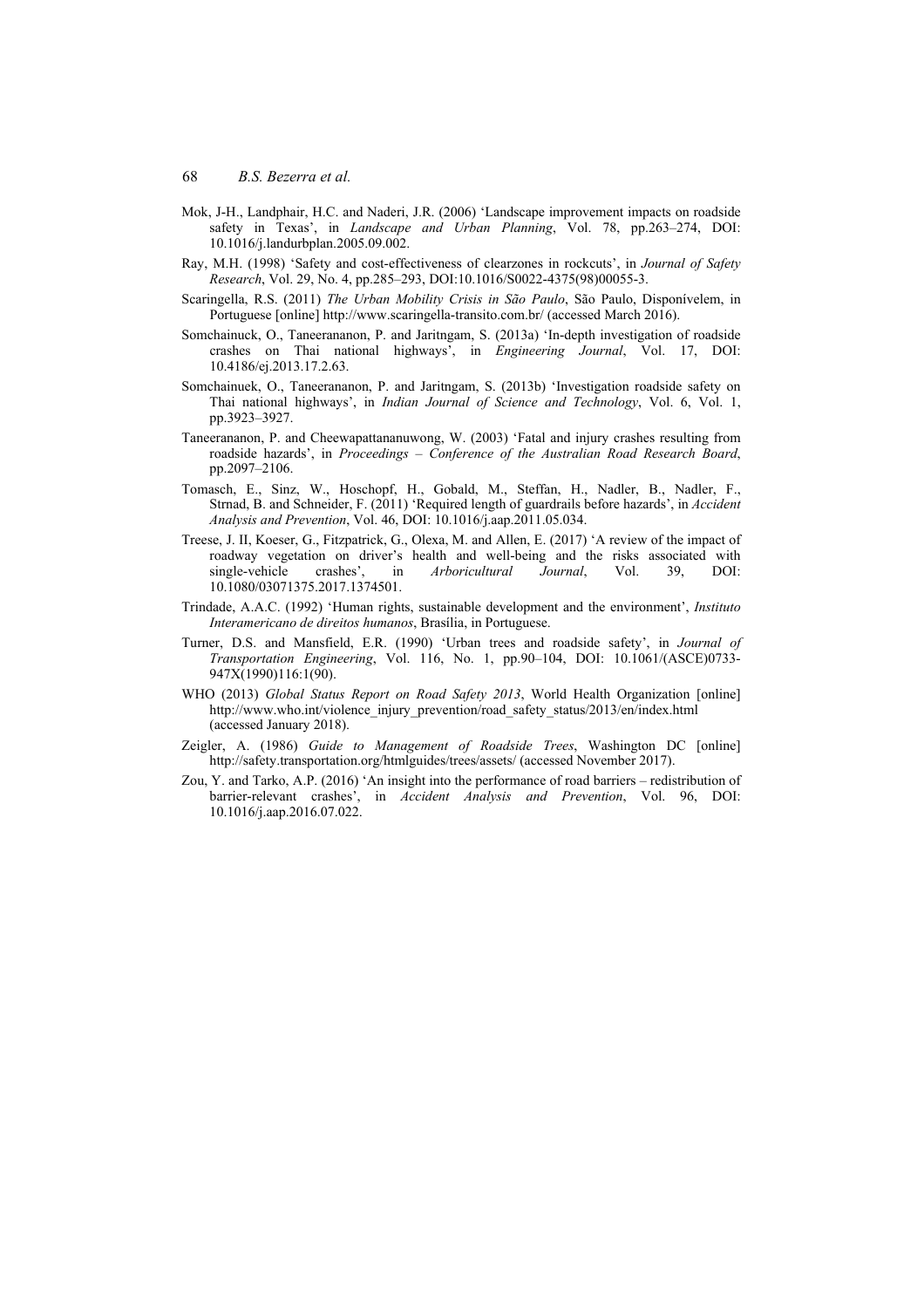Mok, J-H., Landphair, H.C. and Naderi, J.R. (2006) 'Landscape improvement impacts on roadside safety in Texas', in *Landscape and Urban Planning*, Vol. 78, pp.263–274, DOI: 10.1016/j.landurbplan.2005.09.002.

Ray, M.H. (1998) 'Safety and cost-effectiveness of clearzones in rockcuts', in *Journal of Safety Research*, Vol. 29, No. 4, pp.285–293, DOI:10.1016/S0022-4375(98)00055-3.

Scaringella, R.S. (2011) *The Urban Mobility Crisis in São Paulo*, São Paulo, Disponívelem, in Portuguese [online] http://www.scaringella-transito.com.br/ (accessed March 2016).

Somchainuck, O., Taneerananon, P. and Jaritngam, S. (2013a) 'In-depth investigation of roadside crashes on Thai national highways', in *Engineering Journal*, Vol. 17, DOI: 10.4186/ej.2013.17.2.63.

Somchainuek, O., Taneerananon, P. and Jaritngam, S. (2013b) 'Investigation roadside safety on Thai national highways', in *Indian Journal of Science and Technology*, Vol. 6, Vol. 1, pp.3923–3927.

Taneerananon, P. and Cheewapattananuwong, W. (2003) 'Fatal and injury crashes resulting from roadside hazards', in *Proceedings – Conference of the Australian Road Research Board*, pp.2097–2106.

Tomasch, E., Sinz, W., Hoschopf, H., Gobald, M., Steffan, H., Nadler, B., Nadler, F., Strnad, B. and Schneider, F. (2011) 'Required length of guardrails before hazards', in *Accident Analysis and Prevention*, Vol. 46, DOI: 10.1016/j.aap.2011.05.034.

Treese, J. II, Koeser, G., Fitzpatrick, G., Olexa, M. and Allen, E. (2017) 'A review of the impact of roadway vegetation on driver's health and well-being and the risks associated with single-vehicle crashes', in *Arboricultural Journal*, Vol. 39, DOI: 10.1080/03071375.2017.1374501.

Trindade, A.A.C. (1992) 'Human rights, sustainable development and the environment', *Instituto Interamericano de direitos humanos*, Brasília, in Portuguese.

Turner, D.S. and Mansfield, E.R. (1990) 'Urban trees and roadside safety', in *Journal of Transportation Engineering*, Vol. 116, No. 1, pp.90–104, DOI: 10.1061/(ASCE)0733-947X(1990)116:1(90).

WHO (2013) *Global Status Report on Road Safety 2013*, World Health Organization [online] http://www.who.int/violence_injury_prevention/road_safety_status/2013/en/index.html (accessed January 2018).

Zeigler, A. (1986) *Guide to Management of Roadside Trees*, Washington DC [online] http://safety.transportation.org/htmlguides/trees/assets/ (accessed November 2017).

Zou, Y. and Tarko, A.P. (2016) 'An insight into the performance of road barriers – redistribution of barrier-relevant crashes', in *Accident Analysis and Prevention*, Vol. 96, DOI: 10.1016/j.aap.2016.07.022.